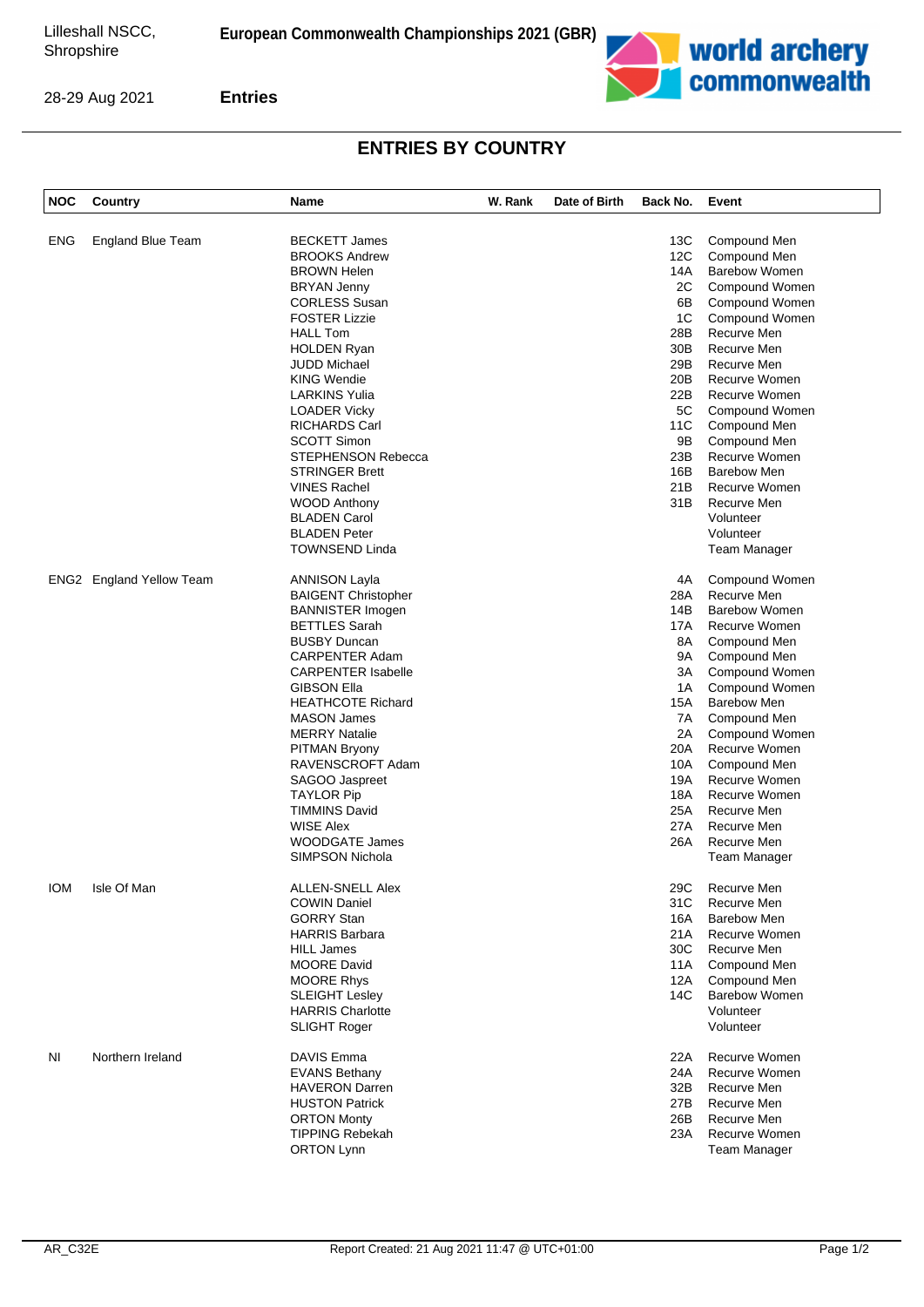Lilleshall NSCC, Shropshire

**European Commonwealth Championships 2021 (GBR)**

28-29 Aug 2021

**Entries**

# ENTRIES BY COUNTRY

| NOC | Country | Name | W. Rank | Date of Birth | Back No. | Event |
|---|---|---|---|---|---|---|
| ENG | England Blue Team | BECKETT James | | | 13C | Compound Men |
| | | BROOKS Andrew | | | 12C | Compound Men |
| | | BROWN Helen | | | 14A | Barebow Women |
| | | BRYAN Jenny | | | 2C | Compound Women |
| | | CORLESS Susan | | | 6B | Compound Women |
| | | FOSTER Lizzie | | | 1C | Compound Women |
| | | HALL Tom | | | 28B | Recurve Men |
| | | HOLDEN Ryan | | | 30B | Recurve Men |
| | | JUDD Michael | | | 29B | Recurve Men |
| | | KING Wendie | | | 20B | Recurve Women |
| | | LARKINS Yulia | | | 22B | Recurve Women |
| | | LOADER Vicky | | | 5C | Compound Women |
| | | RICHARDS Carl | | | 11C | Compound Men |
| | | SCOTT Simon | | | 9B | Compound Men |
| | | STEPHENSON Rebecca | | | 23B | Recurve Women |
| | | STRINGER Brett | | | 16B | Barebow Men |
| | | VINES Rachel | | | 21B | Recurve Women |
| | | WOOD Anthony | | | 31B | Recurve Men |
| | | BLADEN Carol | | | | Volunteer |
| | | BLADEN Peter | | | | Volunteer |
| | | TOWNSEND Linda | | | | Team Manager |
| ENG2 | England Yellow Team | ANNISON Layla | | | 4A | Compound Women |
| | | BAIGENT Christopher | | | 28A | Recurve Men |
| | | BANNISTER Imogen | | | 14B | Barebow Women |
| | | BETTLES Sarah | | | 17A | Recurve Women |
| | | BUSBY Duncan | | | 8A | Compound Men |
| | | CARPENTER Adam | | | 9A | Compound Men |
| | | CARPENTER Isabelle | | | 3A | Compound Women |
| | | GIBSON Ella | | | 1A | Compound Women |
| | | HEATHCOTE Richard | | | 15A | Barebow Men |
| | | MASON James | | | 7A | Compound Men |
| | | MERRY Natalie | | | 2A | Compound Women |
| | | PITMAN Bryony | | | 20A | Recurve Women |
| | | RAVENSCROFT Adam | | | 10A | Compound Men |
| | | SAGOO Jaspreet | | | 19A | Recurve Women |
| | | TAYLOR Pip | | | 18A | Recurve Women |
| | | TIMMINS David | | | 25A | Recurve Men |
| | | WISE Alex | | | 27A | Recurve Men |
| | | WOODGATE James | | | 26A | Recurve Men |
| | | SIMPSON Nichola | | | | Team Manager |
| IOM | Isle Of Man | ALLEN-SNELL Alex | | | 29C | Recurve Men |
| | | COWIN Daniel | | | 31C | Recurve Men |
| | | GORRY Stan | | | 16A | Barebow Men |
| | | HARRIS Barbara | | | 21A | Recurve Women |
| | | HILL James | | | 30C | Recurve Men |
| | | MOORE David | | | 11A | Compound Men |
| | | MOORE Rhys | | | 12A | Compound Men |
| | | SLEIGHT Lesley | | | 14C | Barebow Women |
| | | HARRIS Charlotte | | | | Volunteer |
| | | SLIGHT Roger | | | | Volunteer |
| NI | Northern Ireland | DAVIS Emma | | | 22A | Recurve Women |
| | | EVANS Bethany | | | 24A | Recurve Women |
| | | HAVERON Darren | | | 32B | Recurve Men |
| | | HUSTON Patrick | | | 27B | Recurve Men |
| | | ORTON Monty | | | 26B | Recurve Men |
| | | TIPPING Rebekah | | | 23A | Recurve Women |
| | | ORTON Lynn | | | | Team Manager |

AR_C32E Report Created: 21 Aug 2021 11:47 @ UTC+01:00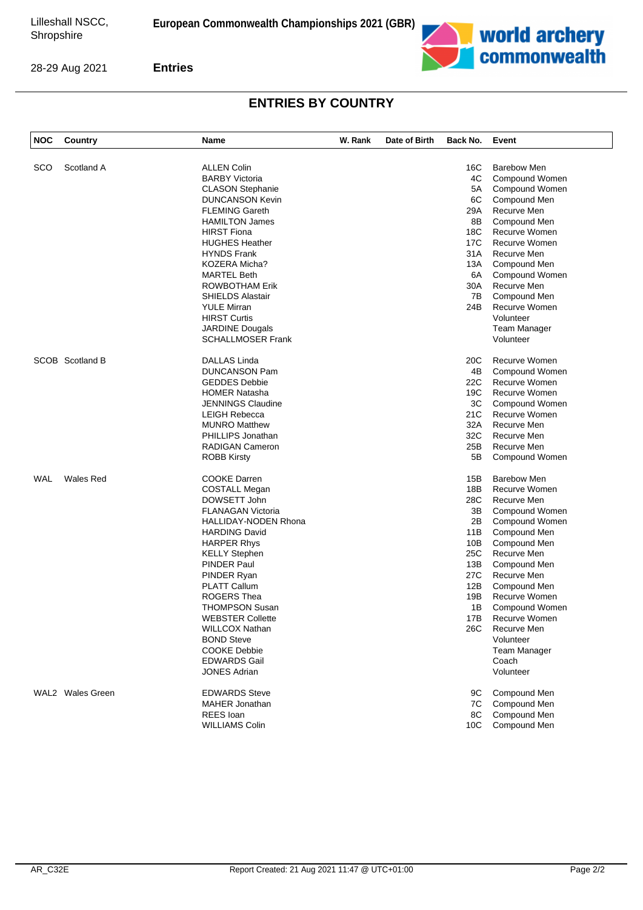Lilleshall NSCC, Shropshire

**European Commonwealth Championships 2021 (GBR)**

28-29 Aug 2021

**Entries**

## ENTRIES BY COUNTRY

| NOC | Country | Name | W. Rank | Date of Birth | Back No. | Event |
|---|---|---|---|---|---|---|
| SCO | Scotland A | ALLEN Colin | | | 16C | Barebow Men |
| | | BARBY Victoria | | | 4C | Compound Women |
| | | CLASON Stephanie | | | 5A | Compound Women |
| | | DUNCANSON Kevin | | | 6C | Compound Men |
| | | FLEMING Gareth | | | 29A | Recurve Men |
| | | HAMILTON James | | | 8B | Compound Men |
| | | HIRST Fiona | | | 18C | Recurve Women |
| | | HUGHES Heather | | | 17C | Recurve Women |
| | | HYNDS Frank | | | 31A | Recurve Men |
| | | KOZERA Micha? | | | 13A | Compound Men |
| | | MARTEL Beth | | | 6A | Compound Women |
| | | ROWBOTHAM Erik | | | 30A | Recurve Men |
| | | SHIELDS Alastair | | | 7B | Compound Men |
| | | YULE Mirran | | | 24B | Recurve Women |
| | | HIRST Curtis | | | | Volunteer |
| | | JARDINE Dougals | | | | Team Manager |
| | | SCHALLMOSER Frank | | | | Volunteer |
| SCOB | Scotland B | DALLAS Linda | | | 20C | Recurve Women |
| | | DUNCANSON Pam | | | 4B | Compound Women |
| | | GEDDES Debbie | | | 22C | Recurve Women |
| | | HOMER Natasha | | | 19C | Recurve Women |
| | | JENNINGS Claudine | | | 3C | Compound Women |
| | | LEIGH Rebecca | | | 21C | Recurve Women |
| | | MUNRO Matthew | | | 32A | Recurve Men |
| | | PHILLIPS Jonathan | | | 32C | Recurve Men |
| | | RADIGAN Cameron | | | 25B | Recurve Men |
| | | ROBB Kirsty | | | 5B | Compound Women |
| WAL | Wales Red | COOKE Darren | | | 15B | Barebow Men |
| | | COSTALL Megan | | | 18B | Recurve Women |
| | | DOWSETT John | | | 28C | Recurve Men |
| | | FLANAGAN Victoria | | | 3B | Compound Women |
| | | HALLIDAY-NODEN Rhona | | | 2B | Compound Women |
| | | HARDING David | | | 11B | Compound Men |
| | | HARPER Rhys | | | 10B | Compound Men |
| | | KELLY Stephen | | | 25C | Recurve Men |
| | | PINDER Paul | | | 13B | Compound Men |
| | | PINDER Ryan | | | 27C | Recurve Men |
| | | PLATT Callum | | | 12B | Compound Men |
| | | ROGERS Thea | | | 19B | Recurve Women |
| | | THOMPSON Susan | | | 1B | Compound Women |
| | | WEBSTER Collette | | | 17B | Recurve Women |
| | | WILLCOX Nathan | | | 26C | Recurve Men |
| | | BOND Steve | | | | Volunteer |
| | | COOKE Debbie | | | | Team Manager |
| | | EDWARDS Gail | | | | Coach |
| | | JONES Adrian | | | | Volunteer |
| WAL2 | Wales Green | EDWARDS Steve | | | 9C | Compound Men |
| | | MAHER Jonathan | | | 7C | Compound Men |
| | | REES Ioan | | | 8C | Compound Men |
| | | WILLIAMS Colin | | | 10C | Compound Men |

AR_C32E

Report Created: 21 Aug 2021 11:47 @ UTC+01:00